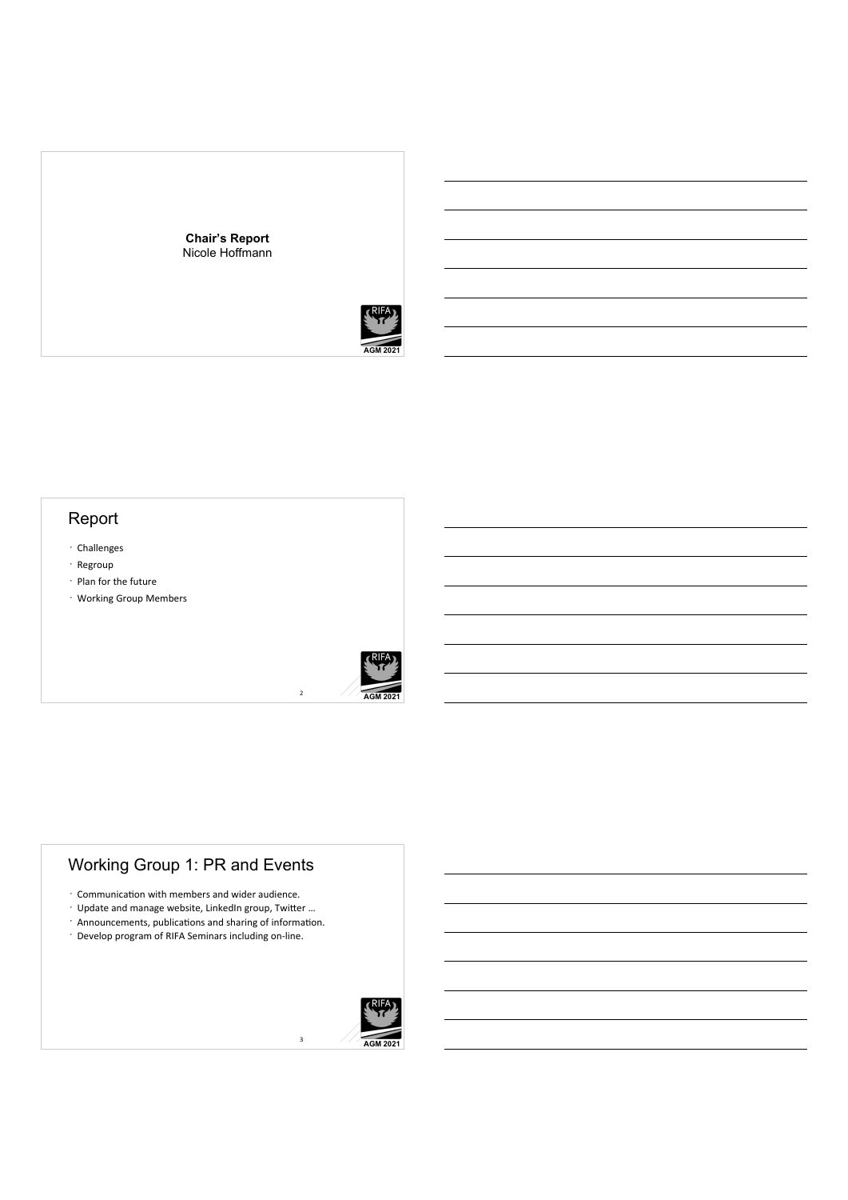**Chair's Report**
Nicole Hoffmann

## Report

- Challenges
- Regroup
- Plan for the future
- Working Group Members

## Working Group 1: PR and Events

- Communication with members and wider audience.
- Update and manage website, LinkedIn group, Twitter …
- Announcements, publications and sharing of information.
- Develop program of RIFA Seminars including on-line.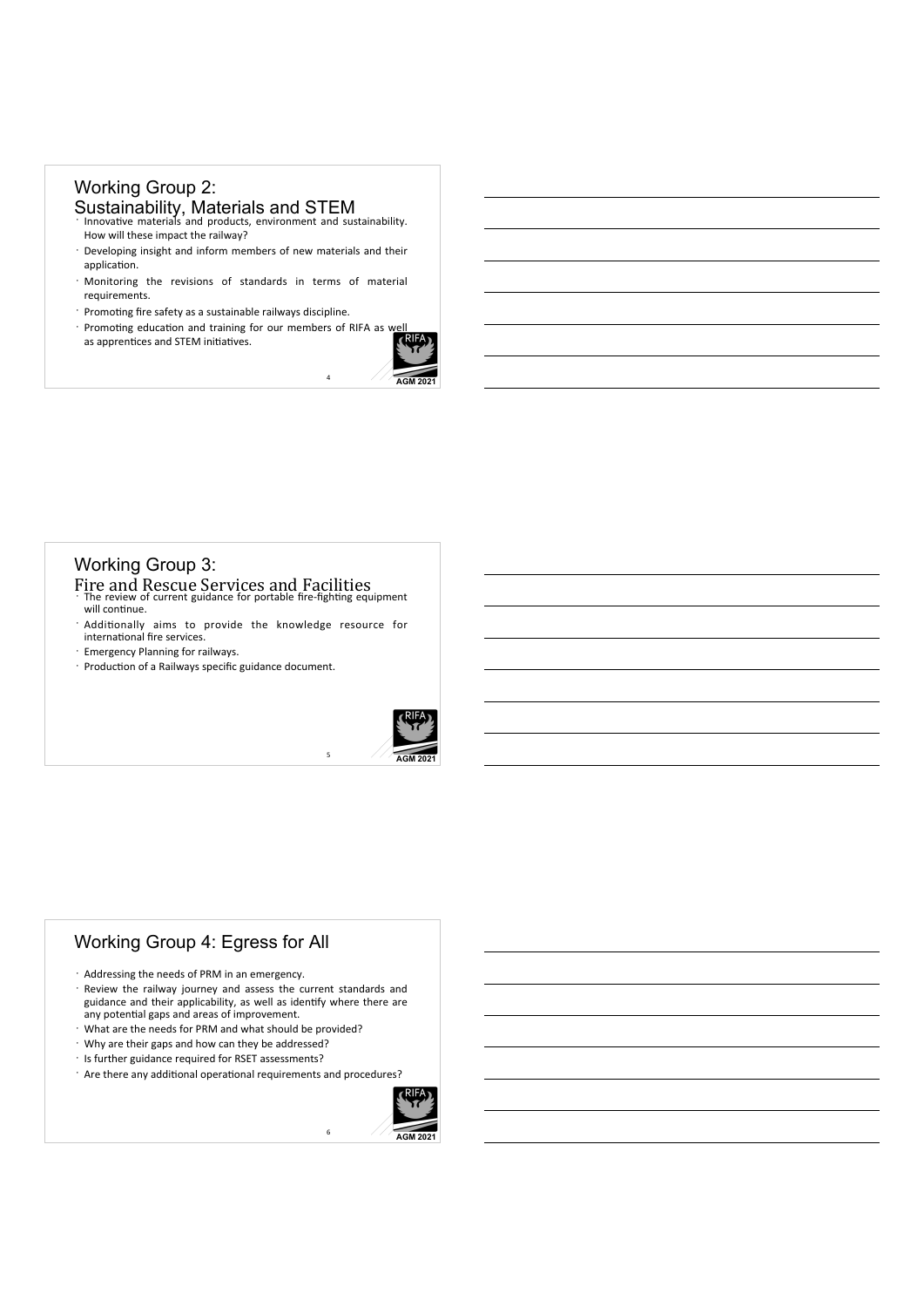## Working Group 2: Sustainability, Materials and STEM

- Innovative materials and products, environment and sustainability. How will these impact the railway?
- Developing insight and inform members of new materials and their application.
- Monitoring the revisions of standards in terms of material requirements.
- Promoting fire safety as a sustainable railways discipline.
- Promoting education and training for our members of RIFA as well as apprentices and STEM initiatives.

## Working Group 3: Fire and Rescue Services and Facilities

- The review of current guidance for portable fire-fighting equipment will continue.
- Additionally aims to provide the knowledge resource for international fire services.
- Emergency Planning for railways.
- Production of a Railways specific guidance document.

## Working Group 4: Egress for All

- Addressing the needs of PRM in an emergency.
- Review the railway journey and assess the current standards and guidance and their applicability, as well as identify where there are any potential gaps and areas of improvement.
- What are the needs for PRM and what should be provided?
- Why are their gaps and how can they be addressed?
- Is further guidance required for RSET assessments?
- Are there any additional operational requirements and procedures?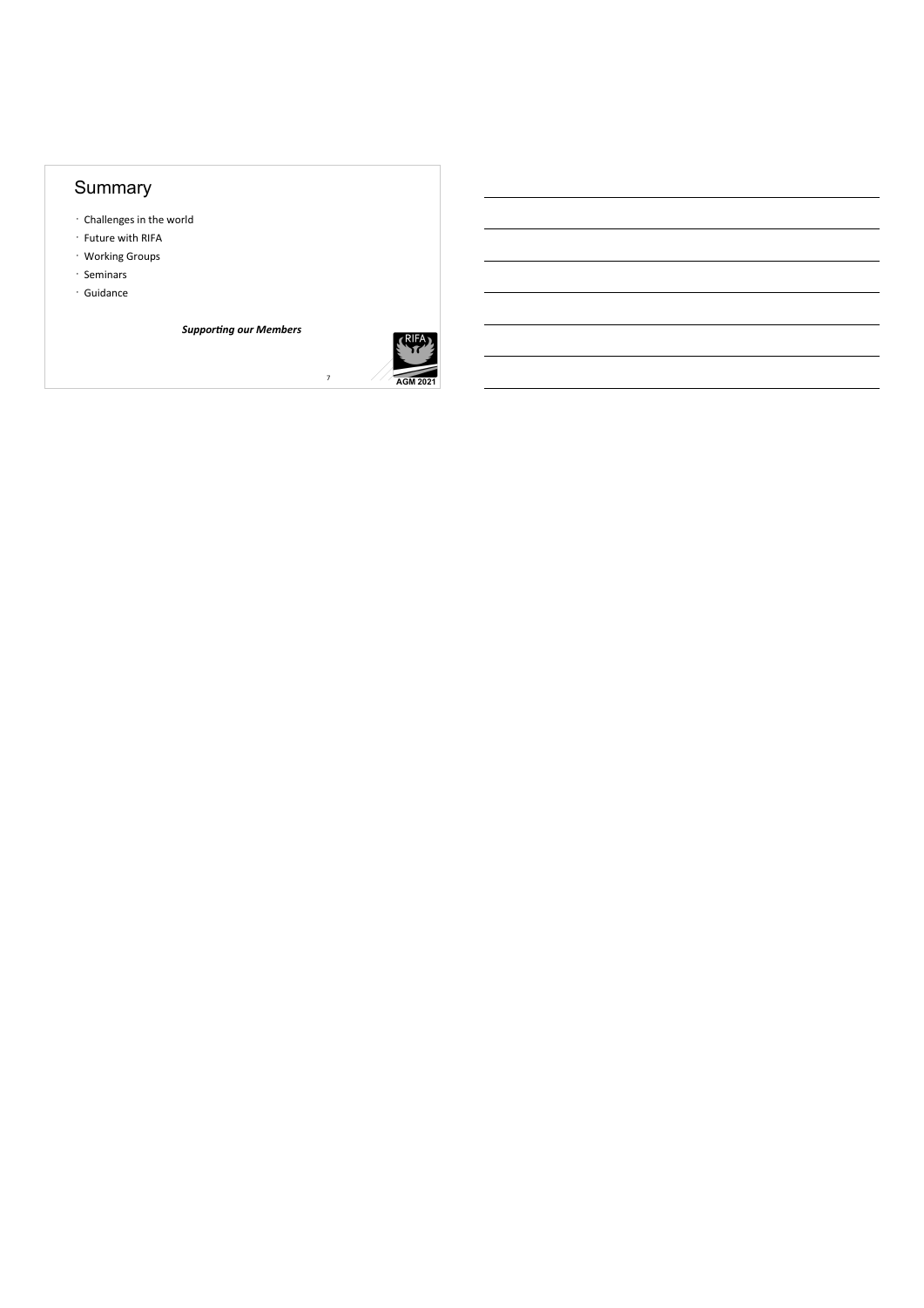## Summary

- Challenges in the world
- Future with RIFA
- Working Groups
- Seminars
- Guidance

***Supporting our Members***

RIFA

AGM 2021